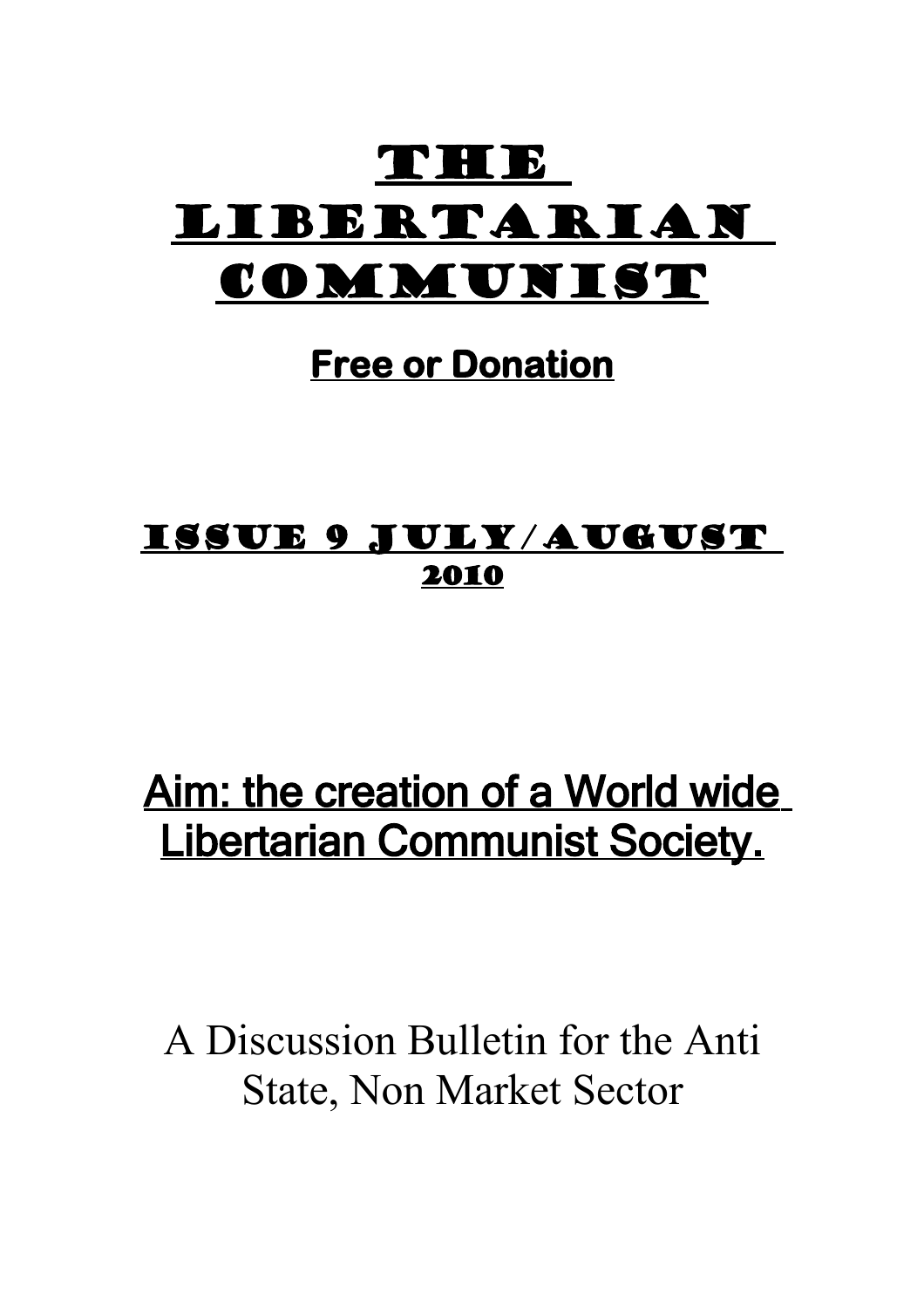# The Libertarian Communist

**Free or Donation**

## Issue 9 July/August 2010

## Aim: the creation of a World wide Libertarian Communist Society.

A Discussion Bulletin for the Anti State, Non Market Sector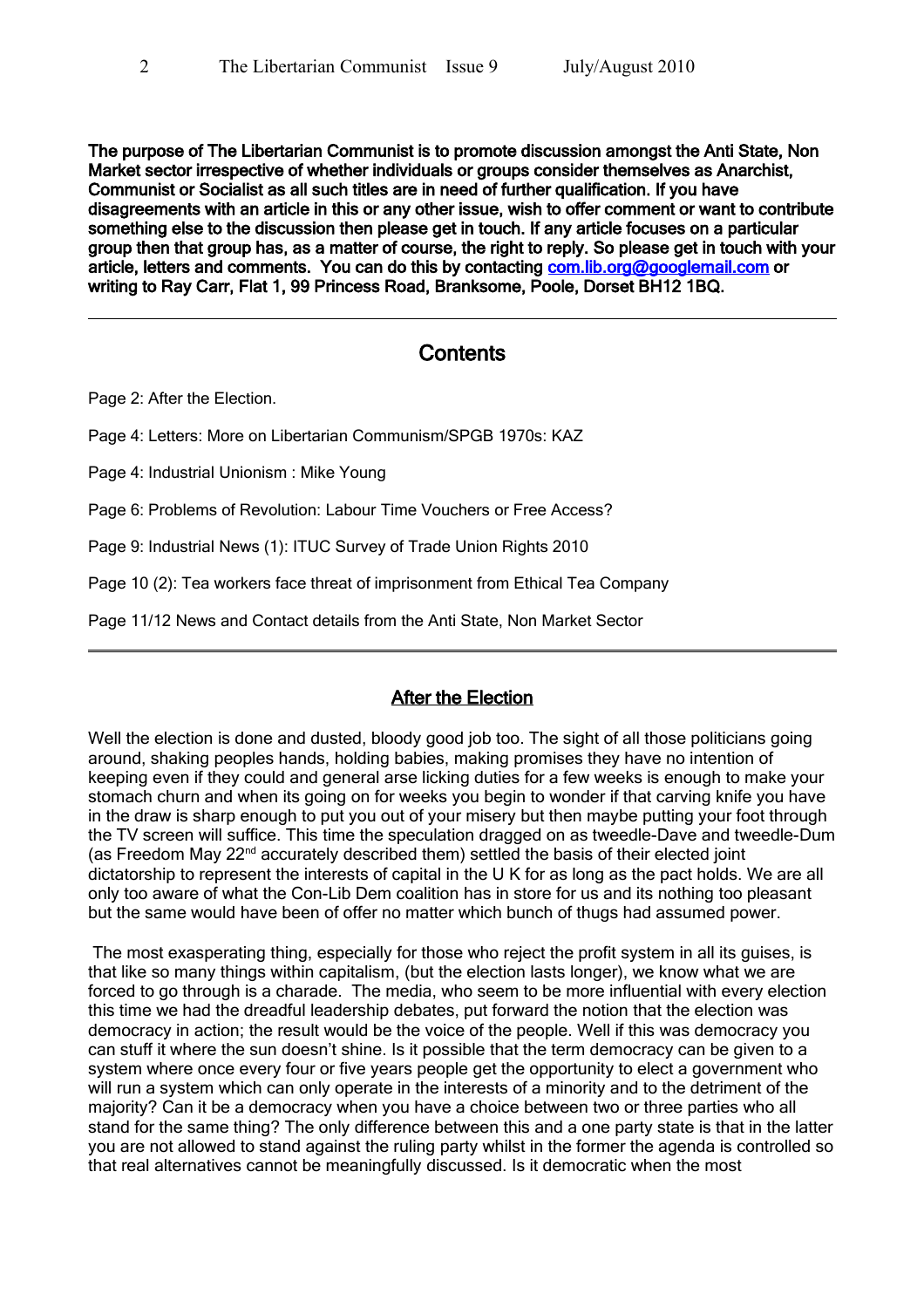**The purpose of The Libertarian Communist is to promote discussion amongst the Anti State, Non Market sector irrespective of whether individuals or groups consider themselves as Anarchist, Communist or Socialist as all such titles are in need of further qualification. If you have disagreements with an article in this or any other issue, wish to offer comment or want to contribute something else to the discussion then please get in touch. If any article focuses on a particular group then that group has, as a matter of course, the right to reply. So please get in touch with your article, letters and comments. You can do this by contacting com.lib.org@googlemail.com or writing to Ray Carr, Flat 1, 99 Princess Road, Branksome, Poole, Dorset BH12 1BQ.**

---

## Contents

Page 2: After the Election.

Page 4: Letters: More on Libertarian Communism/SPGB 1970s: KAZ

Page 4: Industrial Unionism : Mike Young

Page 6: Problems of Revolution: Labour Time Vouchers or Free Access?

Page 9: Industrial News (1): ITUC Survey of Trade Union Rights 2010

Page 10 (2): Tea workers face threat of imprisonment from Ethical Tea Company

Page 11/12 News and Contact details from the Anti State, Non Market Sector

---

## After the Election

Well the election is done and dusted, bloody good job too. The sight of all those politicians going around, shaking peoples hands, holding babies, making promises they have no intention of keeping even if they could and general arse licking duties for a few weeks is enough to make your stomach churn and when its going on for weeks you begin to wonder if that carving knife you have in the draw is sharp enough to put you out of your misery but then maybe putting your foot through the TV screen will suffice. This time the speculation dragged on as tweedle-Dave and tweedle-Dum (as Freedom May 22nd accurately described them) settled the basis of their elected joint dictatorship to represent the interests of capital in the U K for as long as the pact holds. We are all only too aware of what the Con-Lib Dem coalition has in store for us and its nothing too pleasant but the same would have been of offer no matter which bunch of thugs had assumed power.

The most exasperating thing, especially for those who reject the profit system in all its guises, is that like so many things within capitalism, (but the election lasts longer), we know what we are forced to go through is a charade. The media, who seem to be more influential with every election this time we had the dreadful leadership debates, put forward the notion that the election was democracy in action; the result would be the voice of the people. Well if this was democracy you can stuff it where the sun doesn't shine. Is it possible that the term democracy can be given to a system where once every four or five years people get the opportunity to elect a government who will run a system which can only operate in the interests of a minority and to the detriment of the majority? Can it be a democracy when you have a choice between two or three parties who all stand for the same thing? The only difference between this and a one party state is that in the latter you are not allowed to stand against the ruling party whilst in the former the agenda is controlled so that real alternatives cannot be meaningfully discussed. Is it democratic when the most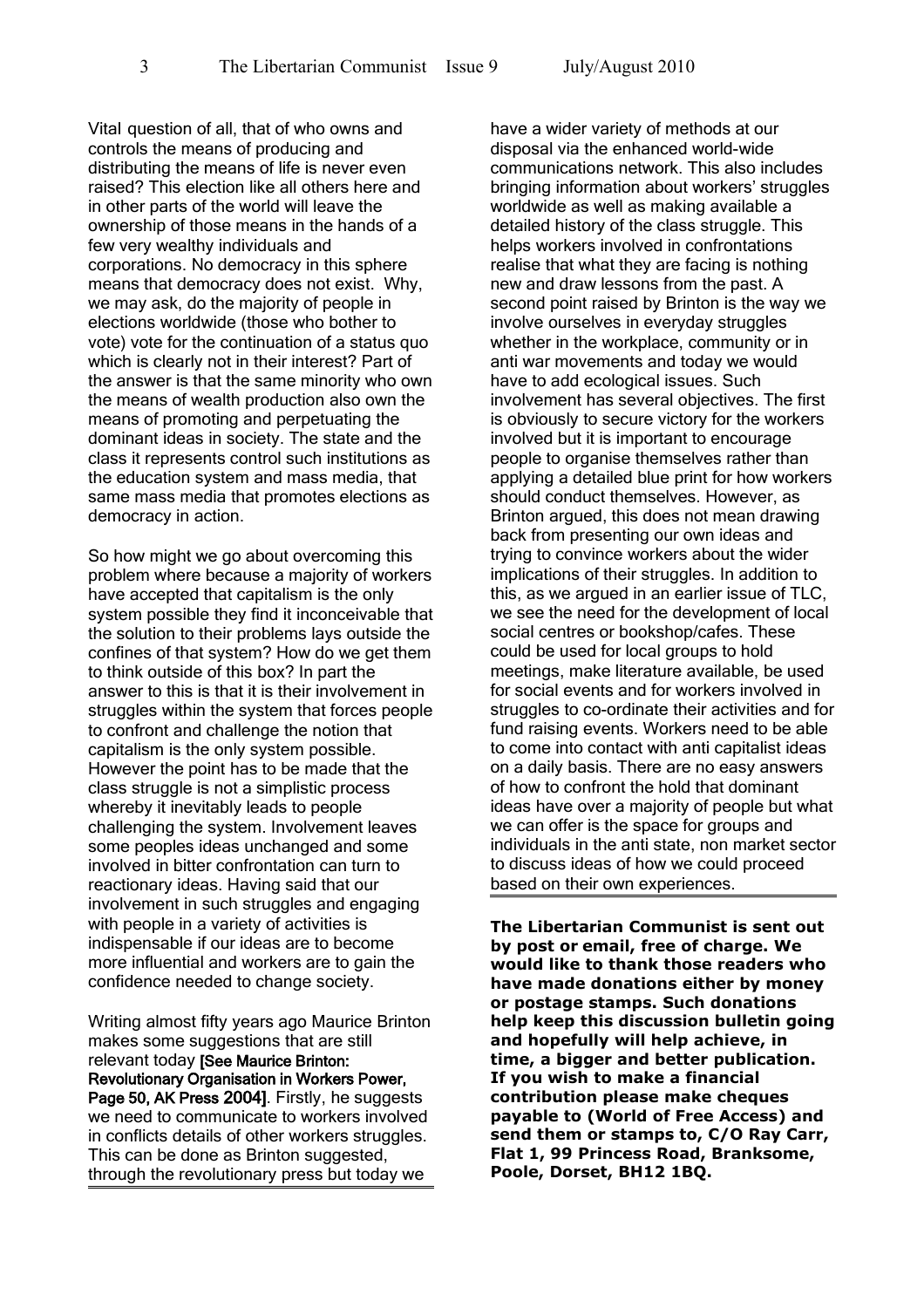Vital question of all, that of who owns and controls the means of producing and distributing the means of life is never even raised? This election like all others here and in other parts of the world will leave the ownership of those means in the hands of a few very wealthy individuals and corporations. No democracy in this sphere means that democracy does not exist. Why, we may ask, do the majority of people in elections worldwide (those who bother to vote) vote for the continuation of a status quo which is clearly not in their interest? Part of the answer is that the same minority who own the means of wealth production also own the means of promoting and perpetuating the dominant ideas in society. The state and the class it represents control such institutions as the education system and mass media, that same mass media that promotes elections as democracy in action.

So how might we go about overcoming this problem where because a majority of workers have accepted that capitalism is the only system possible they find it inconceivable that the solution to their problems lays outside the confines of that system? How do we get them to think outside of this box? In part the answer to this is that it is their involvement in struggles within the system that forces people to confront and challenge the notion that capitalism is the only system possible. However the point has to be made that the class struggle is not a simplistic process whereby it inevitably leads to people challenging the system. Involvement leaves some peoples ideas unchanged and some involved in bitter confrontation can turn to reactionary ideas. Having said that our involvement in such struggles and engaging with people in a variety of activities is indispensable if our ideas are to become more influential and workers are to gain the confidence needed to change society.

Writing almost fifty years ago Maurice Brinton makes some suggestions that are still relevant today **[See Maurice Brinton: Revolutionary Organisation in Workers Power, Page 50, AK Press 2004]**. Firstly, he suggests we need to communicate to workers involved in conflicts details of other workers struggles. This can be done as Brinton suggested, through the revolutionary press but today we have a wider variety of methods at our disposal via the enhanced world-wide communications network. This also includes bringing information about workers' struggles worldwide as well as making available a detailed history of the class struggle. This helps workers involved in confrontations realise that what they are facing is nothing new and draw lessons from the past. A second point raised by Brinton is the way we involve ourselves in everyday struggles whether in the workplace, community or in anti war movements and today we would have to add ecological issues. Such involvement has several objectives. The first is obviously to secure victory for the workers involved but it is important to encourage people to organise themselves rather than applying a detailed blue print for how workers should conduct themselves. However, as Brinton argued, this does not mean drawing back from presenting our own ideas and trying to convince workers about the wider implications of their struggles. In addition to this, as we argued in an earlier issue of TLC, we see the need for the development of local social centres or bookshop/cafes. These could be used for local groups to hold meetings, make literature available, be used for social events and for workers involved in struggles to co-ordinate their activities and for fund raising events. Workers need to be able to come into contact with anti capitalist ideas on a daily basis. There are no easy answers of how to confront the hold that dominant ideas have over a majority of people but what we can offer is the space for groups and individuals in the anti state, non market sector to discuss ideas of how we could proceed based on their own experiences.

---

**The Libertarian Communist is sent out by post or email, free of charge. We would like to thank those readers who have made donations either by money or postage stamps. Such donations help keep this discussion bulletin going and hopefully will help achieve, in time, a bigger and better publication. If you wish to make a financial contribution please make cheques payable to (World of Free Access) and send them or stamps to, C/O Ray Carr, Flat 1, 99 Princess Road, Branksome, Poole, Dorset, BH12 1BQ.**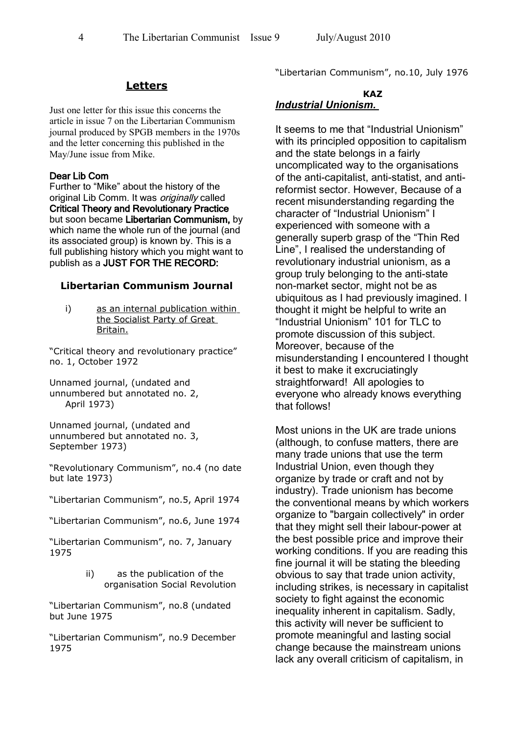## Letters

Just one letter for this issue this concerns the article in issue 7 on the Libertarian Communism journal produced by SPGB members in the 1970s and the letter concerning this published in the May/June issue from Mike.

**Dear Lib Com**

Further to "Mike" about the history of the original Lib Comm. It was *originally* called **Critical Theory and Revolutionary Practice** but soon became **Libertarian Communism,** by which name the whole run of the journal (and its associated group) is known by. This is a full publishing history which you might want to publish as a **JUST FOR THE RECORD:**

### Libertarian Communism Journal

i) as an internal publication within the Socialist Party of Great Britain.

"Critical theory and revolutionary practice" no. 1, October 1972

Unnamed journal, (undated and unnumbered but annotated no. 2, April 1973)

Unnamed journal, (undated and unnumbered but annotated no. 3, September 1973)

"Revolutionary Communism", no.4 (no date but late 1973)

"Libertarian Communism", no.5, April 1974

"Libertarian Communism", no.6, June 1974

"Libertarian Communism", no. 7, January 1975

ii) as the publication of the organisation Social Revolution

"Libertarian Communism", no.8 (undated but June 1975

"Libertarian Communism", no.9 December 1975

"Libertarian Communism", no.10, July 1976

**KAZ**

## *Industrial Unionism.*

It seems to me that "Industrial Unionism" with its principled opposition to capitalism and the state belongs in a fairly uncomplicated way to the organisations of the anti-capitalist, anti-statist, and anti-reformist sector. However, Because of a recent misunderstanding regarding the character of "Industrial Unionism" I experienced with someone with a generally superb grasp of the "Thin Red Line", I realised the understanding of revolutionary industrial unionism, as a group truly belonging to the anti-state non-market sector, might not be as ubiquitous as I had previously imagined. I thought it might be helpful to write an "Industrial Unionism" 101 for TLC to promote discussion of this subject. Moreover, because of the misunderstanding I encountered I thought it best to make it excruciatingly straightforward! All apologies to everyone who already knows everything that follows!

Most unions in the UK are trade unions (although, to confuse matters, there are many trade unions that use the term Industrial Union, even though they organize by trade or craft and not by industry). Trade unionism has become the conventional means by which workers organize to "bargain collectively" in order that they might sell their labour-power at the best possible price and improve their working conditions. If you are reading this fine journal it will be stating the bleeding obvious to say that trade union activity, including strikes, is necessary in capitalist society to fight against the economic inequality inherent in capitalism. Sadly, this activity will never be sufficient to promote meaningful and lasting social change because the mainstream unions lack any overall criticism of capitalism, in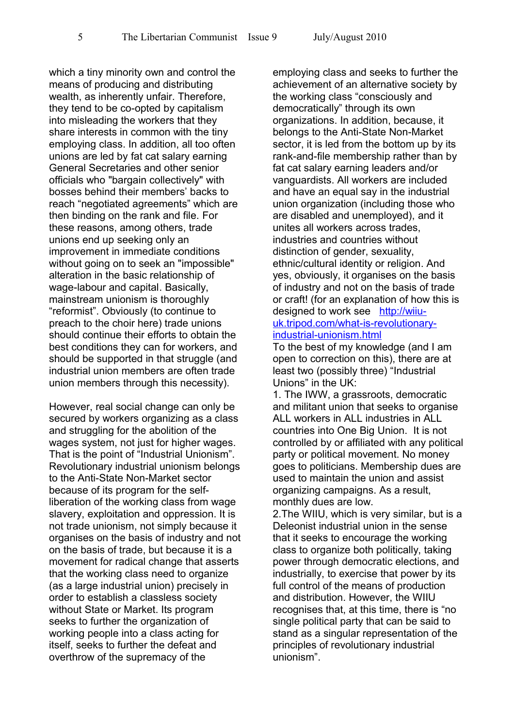which a tiny minority own and control the means of producing and distributing wealth, as inherently unfair. Therefore, they tend to be co-opted by capitalism into misleading the workers that they share interests in common with the tiny employing class. In addition, all too often unions are led by fat cat salary earning General Secretaries and other senior officials who "bargain collectively" with bosses behind their members' backs to reach "negotiated agreements" which are then binding on the rank and file. For these reasons, among others, trade unions end up seeking only an improvement in immediate conditions without going on to seek an "impossible" alteration in the basic relationship of wage-labour and capital. Basically, mainstream unionism is thoroughly "reformist". Obviously (to continue to preach to the choir here) trade unions should continue their efforts to obtain the best conditions they can for workers, and should be supported in that struggle (and industrial union members are often trade union members through this necessity).

However, real social change can only be secured by workers organizing as a class and struggling for the abolition of the wages system, not just for higher wages. That is the point of "Industrial Unionism". Revolutionary industrial unionism belongs to the Anti-State Non-Market sector because of its program for the self-liberation of the working class from wage slavery, exploitation and oppression. It is not trade unionism, not simply because it organises on the basis of industry and not on the basis of trade, but because it is a movement for radical change that asserts that the working class need to organize (as a large industrial union) precisely in order to establish a classless society without State or Market. Its program seeks to further the organization of working people into a class acting for itself, seeks to further the defeat and overthrow of the supremacy of the employing class and seeks to further the achievement of an alternative society by the working class "consciously and democratically" through its own organizations. In addition, because, it belongs to the Anti-State Non-Market sector, it is led from the bottom up by its rank-and-file membership rather than by fat cat salary earning leaders and/or vanguardists. All workers are included and have an equal say in the industrial union organization (including those who are disabled and unemployed), and it unites all workers across trades, industries and countries without distinction of gender, sexuality, ethnic/cultural identity or religion. And yes, obviously, it organises on the basis of industry and not on the basis of trade or craft! (for an explanation of how this is designed to work see [http://wiiu-uk.tripod.com/what-is-revolutionary-industrial-unionism.html](http://wiiu-uk.tripod.com/what-is-revolutionary-industrial-unionism.html)

To the best of my knowledge (and I am open to correction on this), there are at least two (possibly three) "Industrial Unions" in the UK:

1. The IWW, a grassroots, democratic and militant union that seeks to organise ALL workers in ALL industries in ALL countries into One Big Union. It is not controlled by or affiliated with any political party or political movement. No money goes to politicians. Membership dues are used to maintain the union and assist organizing campaigns. As a result, monthly dues are low.
2. The WIIU, which is very similar, but is a Deleonist industrial union in the sense that it seeks to encourage the working class to organize both politically, taking power through democratic elections, and industrially, to exercise that power by its full control of the means of production and distribution. However, the WIIU recognises that, at this time, there is "no single political party that can be said to stand as a singular representation of the principles of revolutionary industrial unionism".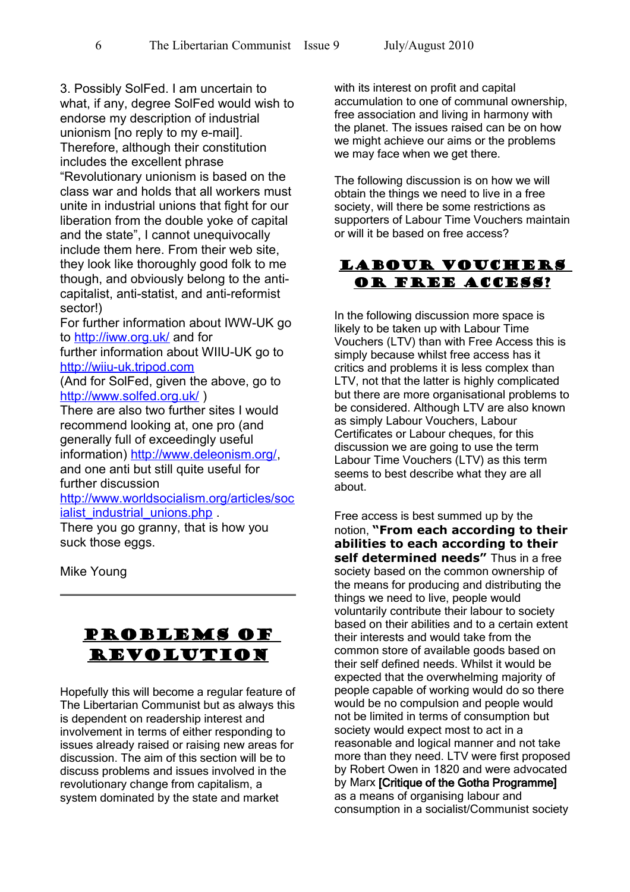3. Possibly SolFed. I am uncertain to what, if any, degree SolFed would wish to endorse my description of industrial unionism [no reply to my e-mail]. Therefore, although their constitution includes the excellent phrase "Revolutionary unionism is based on the class war and holds that all workers must unite in industrial unions that fight for our liberation from the double yoke of capital and the state", I cannot unequivocally include them here. From their web site, they look like thoroughly good folk to me though, and obviously belong to the anti-capitalist, anti-statist, and anti-reformist sector!)

For further information about IWW-UK go to http://iww.org.uk/ and for further information about WIIU-UK go to http://wiiu-uk.tripod.com

(And for SolFed, given the above, go to http://www.solfed.org.uk/ )

There are also two further sites I would recommend looking at, one pro (and generally full of exceedingly useful information) http://www.deleonism.org/, and one anti but still quite useful for further discussion http://www.worldsocialism.org/articles/socialist_industrial_unions.php .

There you go granny, that is how you suck those eggs.

Mike Young

---

# Problems of Revolution

Hopefully this will become a regular feature of The Libertarian Communist but as always this is dependent on readership interest and involvement in terms of either responding to issues already raised or raising new areas for discussion. The aim of this section will be to discuss problems and issues involved in the revolutionary change from capitalism, a system dominated by the state and market with its interest on profit and capital accumulation to one of communal ownership, free association and living in harmony with the planet. The issues raised can be on how we might achieve our aims or the problems we may face when we get there.

The following discussion is on how we will obtain the things we need to live in a free society, will there be some restrictions as supporters of Labour Time Vouchers maintain or will it be based on free access?

## Labour Vouchers or Free Access?

In the following discussion more space is likely to be taken up with Labour Time Vouchers (LTV) than with Free Access this is simply because whilst free access has it critics and problems it is less complex than LTV, not that the latter is highly complicated but there are more organisational problems to be considered. Although LTV are also known as simply Labour Vouchers, Labour Certificates or Labour cheques, for this discussion we are going to use the term Labour Time Vouchers (LTV) as this term seems to best describe what they are all about.

Free access is best summed up by the notion, **"From each according to their abilities to each according to their self determined needs"** Thus in a free society based on the common ownership of the means for producing and distributing the things we need to live, people would voluntarily contribute their labour to society based on their abilities and to a certain extent their interests and would take from the common store of available goods based on their self defined needs. Whilst it would be expected that the overwhelming majority of people capable of working would do so there would be no compulsion and people would not be limited in terms of consumption but society would expect most to act in a reasonable and logical manner and not take more than they need. LTV were first proposed by Robert Owen in 1820 and were advocated by Marx **[Critique of the Gotha Programme]** as a means of organising labour and consumption in a socialist/Communist society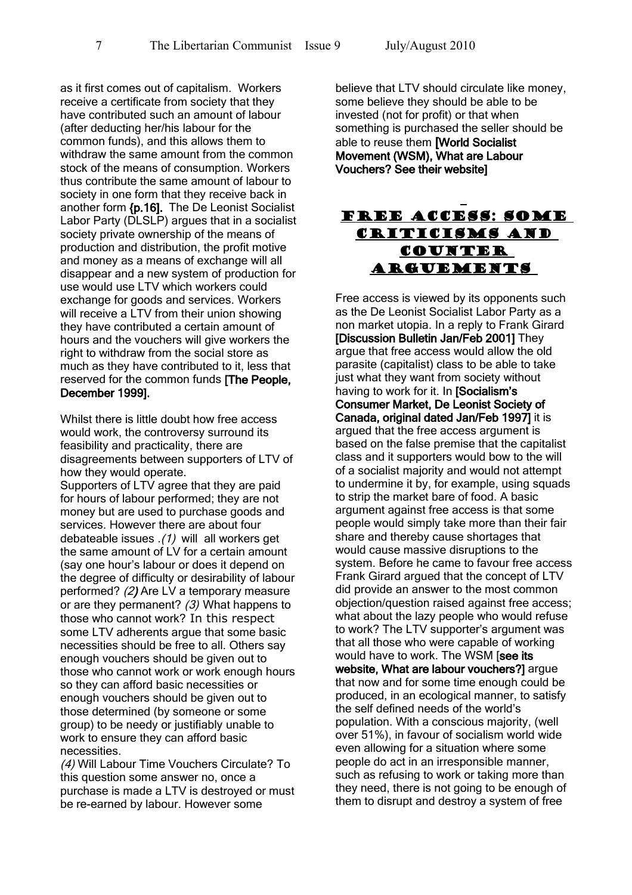as it first comes out of capitalism. Workers receive a certificate from society that they have contributed such an amount of labour (after deducting her/his labour for the common funds), and this allows them to withdraw the same amount from the common stock of the means of consumption. Workers thus contribute the same amount of labour to society in one form that they receive back in another form **{p.16].** The De Leonist Socialist Labor Party (DLSLP) argues that in a socialist society private ownership of the means of production and distribution, the profit motive and money as a means of exchange will all disappear and a new system of production for use would use LTV which workers could exchange for goods and services. Workers will receive a LTV from their union showing they have contributed a certain amount of hours and the vouchers will give workers the right to withdraw from the social store as much as they have contributed to it, less that reserved for the common funds **[The People, December 1999].**

Whilst there is little doubt how free access would work, the controversy surround its feasibility and practicality, there are disagreements between supporters of LTV of how they would operate.
Supporters of LTV agree that they are paid for hours of labour performed; they are not money but are used to purchase goods and services. However there are about four debateable issues .*(1)* will all workers get the same amount of LV for a certain amount (say one hour's labour or does it depend on the degree of difficulty or desirability of labour performed? *(2)* Are LV a temporary measure or are they permanent? *(3)* What happens to those who cannot work? In this respect some LTV adherents argue that some basic necessities should be free to all. Others say enough vouchers should be given out to those who cannot work or work enough hours so they can afford basic necessities or enough vouchers should be given out to those determined (by someone or some group) to be needy or justifiably unable to work to ensure they can afford basic necessities.
*(4)* Will Labour Time Vouchers Circulate? To this question some answer no, once a purchase is made a LTV is destroyed or must be re-earned by labour. However some believe that LTV should circulate like money, some believe they should be able to be invested (not for profit) or that when something is purchased the seller should be able to reuse them **[World Socialist Movement (WSM), What are Labour Vouchers? See their website]**

## Free Access: Some Criticisms and Counter Arguements

Free access is viewed by its opponents such as the De Leonist Socialist Labor Party as a non market utopia. In a reply to Frank Girard **[Discussion Bulletin Jan/Feb 2001]** They argue that free access would allow the old parasite (capitalist) class to be able to take just what they want from society without having to work for it. In **[Socialism's Consumer Market, De Leonist Society of Canada, original dated Jan/Feb 1997]** it is argued that the free access argument is based on the false premise that the capitalist class and it supporters would bow to the will of a socialist majority and would not attempt to undermine it by, for example, using squads to strip the market bare of food. A basic argument against free access is that some people would simply take more than their fair share and thereby cause shortages that would cause massive disruptions to the system. Before he came to favour free access Frank Girard argued that the concept of LTV did provide an answer to the most common objection/question raised against free access; what about the lazy people who would refuse to work? The LTV supporter's argument was that all those who were capable of working would have to work. The WSM [**see its website, What are labour vouchers?]** argue that now and for some time enough could be produced, in an ecological manner, to satisfy the self defined needs of the world's population. With a conscious majority, (well over 51%), in favour of socialism world wide even allowing for a situation where some people do act in an irresponsible manner, such as refusing to work or taking more than they need, there is not going to be enough of them to disrupt and destroy a system of free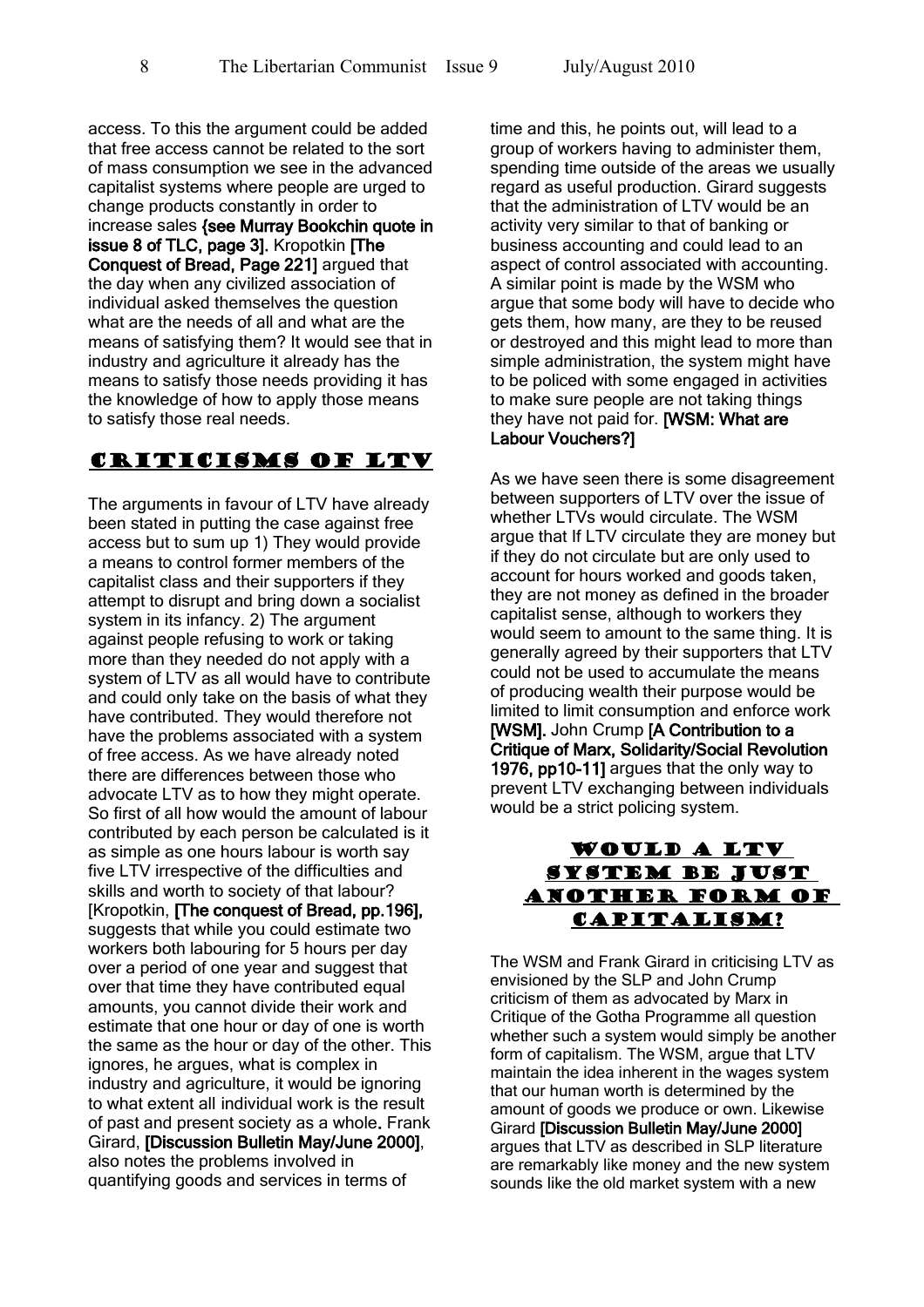access. To this the argument could be added that free access cannot be related to the sort of mass consumption we see in the advanced capitalist systems where people are urged to change products constantly in order to increase sales **{see Murray Bookchin quote in issue 8 of TLC, page 3].** Kropotkin **[The Conquest of Bread, Page 221]** argued that the day when any civilized association of individual asked themselves the question what are the needs of all and what are the means of satisfying them? It would see that in industry and agriculture it already has the means to satisfy those needs providing it has the knowledge of how to apply those means to satisfy those real needs.

## Criticisms of LTV

The arguments in favour of LTV have already been stated in putting the case against free access but to sum up 1) They would provide a means to control former members of the capitalist class and their supporters if they attempt to disrupt and bring down a socialist system in its infancy. 2) The argument against people refusing to work or taking more than they needed do not apply with a system of LTV as all would have to contribute and could only take on the basis of what they have contributed. They would therefore not have the problems associated with a system of free access. As we have already noted there are differences between those who advocate LTV as to how they might operate. So first of all how would the amount of labour contributed by each person be calculated is it as simple as one hours labour is worth say five LTV irrespective of the difficulties and skills and worth to society of that labour? [Kropotkin, **[The conquest of Bread, pp.196]**, suggests that while you could estimate two workers both labouring for 5 hours per day over a period of one year and suggest that over that time they have contributed equal amounts, you cannot divide their work and estimate that one hour or day of one is worth the same as the hour or day of the other. This ignores, he argues, what is complex in industry and agriculture, it would be ignoring to what extent all individual work is the result of past and present society as a whole. Frank Girard, **[Discussion Bulletin May/June 2000]**, also notes the problems involved in quantifying goods and services in terms of time and this, he points out, will lead to a group of workers having to administer them, spending time outside of the areas we usually regard as useful production. Girard suggests that the administration of LTV would be an activity very similar to that of banking or business accounting and could lead to an aspect of control associated with accounting. A similar point is made by the WSM who argue that some body will have to decide who gets them, how many, are they to be reused or destroyed and this might lead to more than simple administration, the system might have to be policed with some engaged in activities to make sure people are not taking things they have not paid for. **[WSM: What are Labour Vouchers?]**

As we have seen there is some disagreement between supporters of LTV over the issue of whether LTVs would circulate. The WSM argue that If LTV circulate they are money but if they do not circulate but are only used to account for hours worked and goods taken, they are not money as defined in the broader capitalist sense, although to workers they would seem to amount to the same thing. It is generally agreed by their supporters that LTV could not be used to accumulate the means of producing wealth their purpose would be limited to limit consumption and enforce work **[WSM].** John Crump **[A Contribution to a Critique of Marx, Solidarity/Social Revolution 1976, pp10-11]** argues that the only way to prevent LTV exchanging between individuals would be a strict policing system.

## Would a LTV System be Just Another Form of Capitalism?

The WSM and Frank Girard in criticising LTV as envisioned by the SLP and John Crump criticism of them as advocated by Marx in Critique of the Gotha Programme all question whether such a system would simply be another form of capitalism. The WSM, argue that LTV maintain the idea inherent in the wages system that our human worth is determined by the amount of goods we produce or own. Likewise Girard **[Discussion Bulletin May/June 2000]** argues that LTV as described in SLP literature are remarkably like money and the new system sounds like the old market system with a new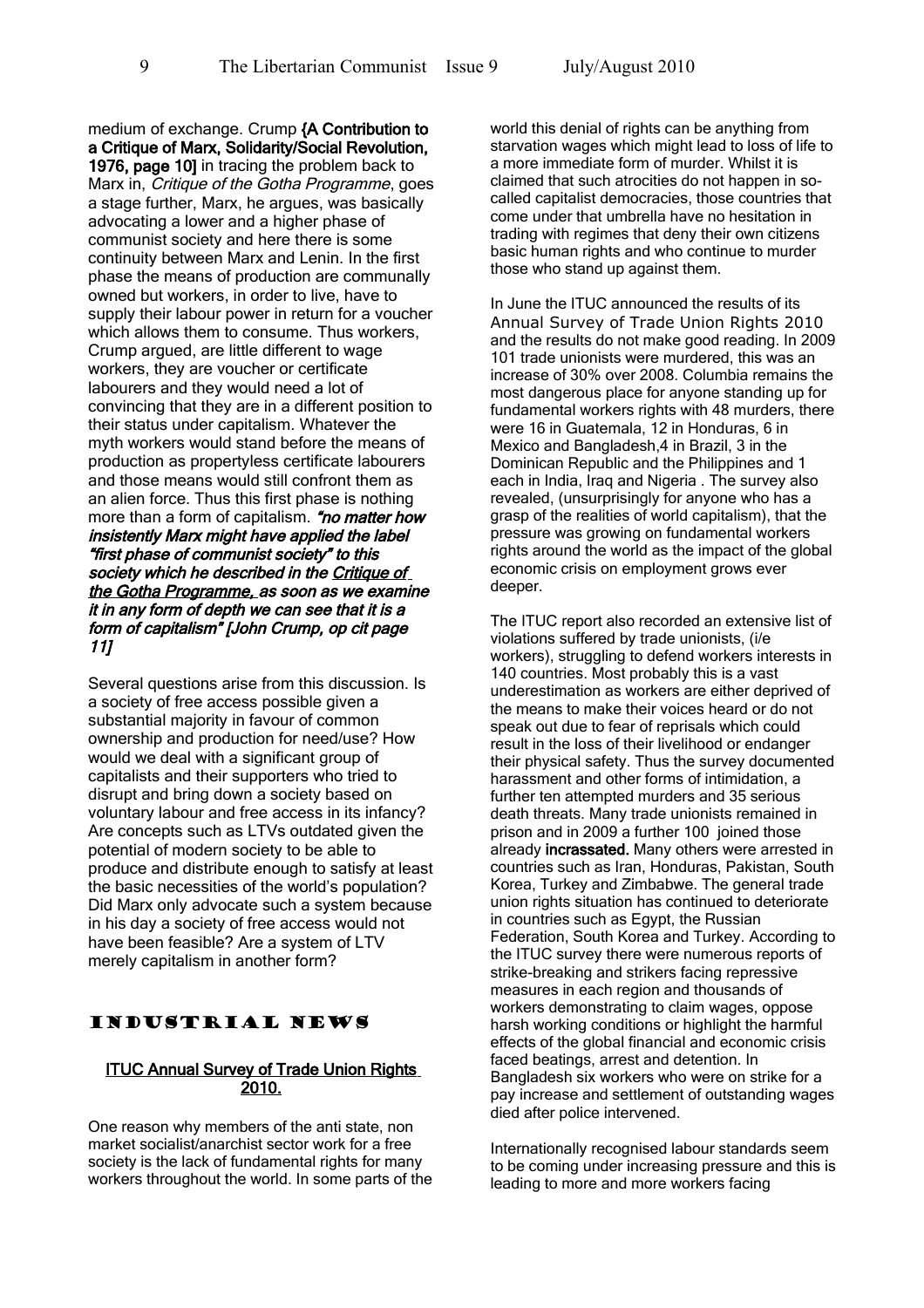medium of exchange. Crump **{A Contribution to a Critique of Marx, Solidarity/Social Revolution, 1976, page 10]** in tracing the problem back to Marx in, *Critique of the Gotha Programme*, goes a stage further, Marx, he argues, was basically advocating a lower and a higher phase of communist society and here there is some continuity between Marx and Lenin. In the first phase the means of production are communally owned but workers, in order to live, have to supply their labour power in return for a voucher which allows them to consume. Thus workers, Crump argued, are little different to wage workers, they are voucher or certificate labourers and they would need a lot of convincing that they are in a different position to their status under capitalism. Whatever the myth workers would stand before the means of production as propertyless certificate labourers and those means would still confront them as an alien force. Thus this first phase is nothing more than a form of capitalism. ***"no matter how insistently Marx might have applied the label "first phase of communist society" to this society which he described in the <u>Critique of the Gotha Programme</u>, as soon as we examine it in any form of depth we can see that it is a form of capitalism" [John Crump, op cit page 11]***

Several questions arise from this discussion. Is a society of free access possible given a substantial majority in favour of common ownership and production for need/use? How would we deal with a significant group of capitalists and their supporters who tried to disrupt and bring down a society based on voluntary labour and free access in its infancy? Are concepts such as LTVs outdated given the potential of modern society to be able to produce and distribute enough to satisfy at least the basic necessities of the world's population? Did Marx only advocate such a system because in his day a society of free access would not have been feasible? Are a system of LTV merely capitalism in another form?

# Industrial News

## ITUC Annual Survey of Trade Union Rights 2010.

One reason why members of the anti state, non market socialist/anarchist sector work for a free society is the lack of fundamental rights for many workers throughout the world. In some parts of the world this denial of rights can be anything from starvation wages which might lead to loss of life to a more immediate form of murder. Whilst it is claimed that such atrocities do not happen in so-called capitalist democracies, those countries that come under that umbrella have no hesitation in trading with regimes that deny their own citizens basic human rights and who continue to murder those who stand up against them.

In June the ITUC announced the results of its Annual Survey of Trade Union Rights 2010 and the results do not make good reading. In 2009 101 trade unionists were murdered, this was an increase of 30% over 2008. Columbia remains the most dangerous place for anyone standing up for fundamental workers rights with 48 murders, there were 16 in Guatemala, 12 in Honduras, 6 in Mexico and Bangladesh,4 in Brazil, 3 in the Dominican Republic and the Philippines and 1 each in India, Iraq and Nigeria . The survey also revealed, (unsurprisingly for anyone who has a grasp of the realities of world capitalism), that the pressure was growing on fundamental workers rights around the world as the impact of the global economic crisis on employment grows ever deeper.

The ITUC report also recorded an extensive list of violations suffered by trade unionists, (i/e workers), struggling to defend workers interests in 140 countries. Most probably this is a vast underestimation as workers are either deprived of the means to make their voices heard or do not speak out due to fear of reprisals which could result in the loss of their livelihood or endanger their physical safety. Thus the survey documented harassment and other forms of intimidation, a further ten attempted murders and 35 serious death threats. Many trade unionists remained in prison and in 2009 a further 100 joined those already **incrassated.** Many others were arrested in countries such as Iran, Honduras, Pakistan, South Korea, Turkey and Zimbabwe. The general trade union rights situation has continued to deteriorate in countries such as Egypt, the Russian Federation, South Korea and Turkey. According to the ITUC survey there were numerous reports of strike-breaking and strikers facing repressive measures in each region and thousands of workers demonstrating to claim wages, oppose harsh working conditions or highlight the harmful effects of the global financial and economic crisis faced beatings, arrest and detention. In Bangladesh six workers who were on strike for a pay increase and settlement of outstanding wages died after police intervened.

Internationally recognised labour standards seem to be coming under increasing pressure and this is leading to more and more workers facing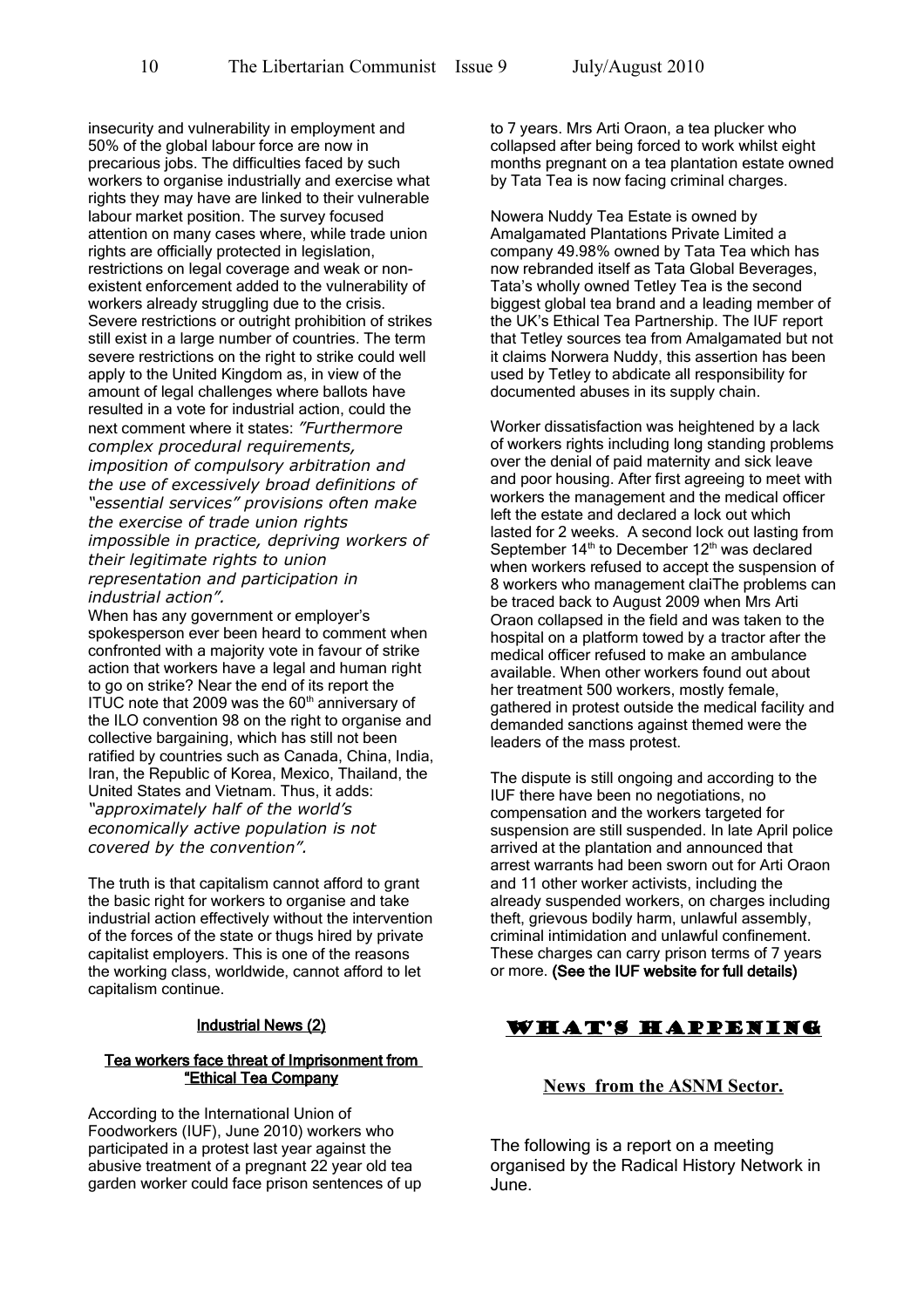insecurity and vulnerability in employment and 50% of the global labour force are now in precarious jobs. The difficulties faced by such workers to organise industrially and exercise what rights they may have are linked to their vulnerable labour market position. The survey focused attention on many cases where, while trade union rights are officially protected in legislation, restrictions on legal coverage and weak or non-existent enforcement added to the vulnerability of workers already struggling due to the crisis. Severe restrictions or outright prohibition of strikes still exist in a large number of countries. The term severe restrictions on the right to strike could well apply to the United Kingdom as, in view of the amount of legal challenges where ballots have resulted in a vote for industrial action, could the next comment where it states: *"Furthermore complex procedural requirements, imposition of compulsory arbitration and the use of excessively broad definitions of "essential services" provisions often make the exercise of trade union rights impossible in practice, depriving workers of their legitimate rights to union representation and participation in industrial action".*

When has any government or employer's spokesperson ever been heard to comment when confronted with a majority vote in favour of strike action that workers have a legal and human right to go on strike? Near the end of its report the ITUC note that 2009 was the 60th anniversary of the ILO convention 98 on the right to organise and collective bargaining, which has still not been ratified by countries such as Canada, China, India, Iran, the Republic of Korea, Mexico, Thailand, the United States and Vietnam. Thus, it adds: *"approximately half of the world's economically active population is not covered by the convention".*

The truth is that capitalism cannot afford to grant the basic right for workers to organise and take industrial action effectively without the intervention of the forces of the state or thugs hired by private capitalist employers. This is one of the reasons the working class, worldwide, cannot afford to let capitalism continue.

## Industrial News (2)

### Tea workers face threat of Imprisonment from "Ethical Tea Company

According to the International Union of Foodworkers (IUF), June 2010) workers who participated in a protest last year against the abusive treatment of a pregnant 22 year old tea garden worker could face prison sentences of up to 7 years. Mrs Arti Oraon, a tea plucker who collapsed after being forced to work whilst eight months pregnant on a tea plantation estate owned by Tata Tea is now facing criminal charges.

Nowera Nuddy Tea Estate is owned by Amalgamated Plantations Private Limited a company 49.98% owned by Tata Tea which has now rebranded itself as Tata Global Beverages, Tata's wholly owned Tetley Tea is the second biggest global tea brand and a leading member of the UK's Ethical Tea Partnership. The IUF report that Tetley sources tea from Amalgamated but not it claims Norwera Nuddy, this assertion has been used by Tetley to abdicate all responsibility for documented abuses in its supply chain.

Worker dissatisfaction was heightened by a lack of workers rights including long standing problems over the denial of paid maternity and sick leave and poor housing. After first agreeing to meet with workers the management and the medical officer left the estate and declared a lock out which lasted for 2 weeks. A second lock out lasting from September 14th to December 12th was declared when workers refused to accept the suspension of 8 workers who management claiThe problems can be traced back to August 2009 when Mrs Arti Oraon collapsed in the field and was taken to the hospital on a platform towed by a tractor after the medical officer refused to make an ambulance available. When other workers found out about her treatment 500 workers, mostly female, gathered in protest outside the medical facility and demanded sanctions against themed were the leaders of the mass protest.

The dispute is still ongoing and according to the IUF there have been no negotiations, no compensation and the workers targeted for suspension are still suspended. In late April police arrived at the plantation and announced that arrest warrants had been sworn out for Arti Oraon and 11 other worker activists, including the already suspended workers, on charges including theft, grievous bodily harm, unlawful assembly, criminal intimidation and unlawful confinement. These charges can carry prison terms of 7 years or more. **(See the IUF website for full details)**

## WHAT'S HAPPENING

### News from the ASNM Sector.

The following is a report on a meeting organised by the Radical History Network in June.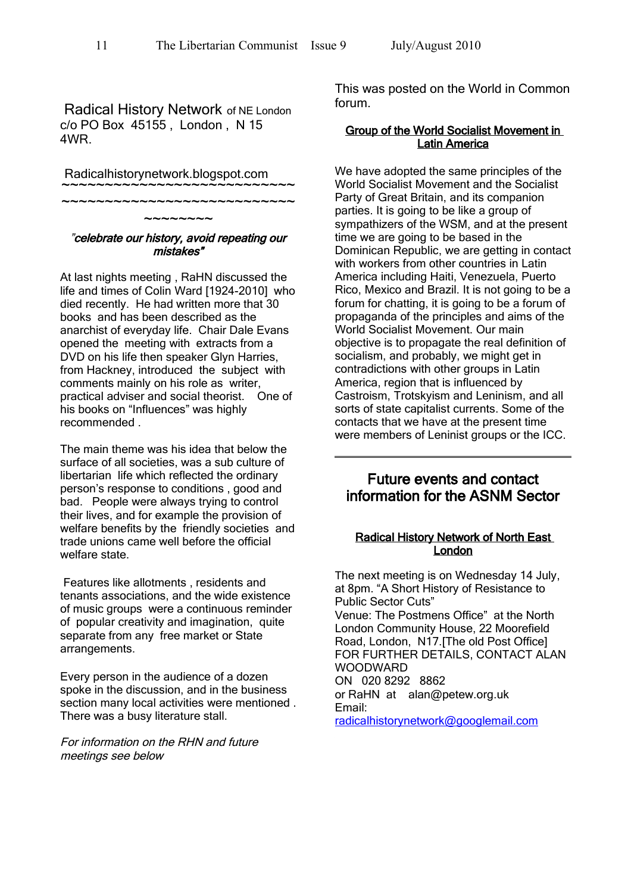Radical History Network of NE London
c/o PO Box 45155 , London , N 15 4WR.

Radicalhistorynetwork.blogspot.com

~~~~~~~~~~~~~~~~~~~~~~~~~~~~~~~~~~~~~~~~~~~~~~~~~~~~~~~~~~~~~~~~

***"celebrate our history, avoid repeating our mistakes"***

At last nights meeting , RaHN discussed the life and times of Colin Ward [1924-2010] who died recently. He had written more that 30 books and has been described as the anarchist of everyday life. Chair Dale Evans opened the meeting with extracts from a DVD on his life then speaker Glyn Harries, from Hackney, introduced the subject with comments mainly on his role as writer, practical adviser and social theorist. One of his books on "Influences" was highly recommended .

The main theme was his idea that below the surface of all societies, was a sub culture of libertarian life which reflected the ordinary person's response to conditions , good and bad. People were always trying to control their lives, and for example the provision of welfare benefits by the friendly societies and trade unions came well before the official welfare state.

Features like allotments , residents and tenants associations, and the wide existence of music groups were a continuous reminder of popular creativity and imagination, quite separate from any free market or State arrangements.

Every person in the audience of a dozen spoke in the discussion, and in the business section many local activities were mentioned . There was a busy literature stall.

*For information on the RHN and future meetings see below*

This was posted on the World in Common forum.

**Group of the World Socialist Movement in Latin America**

We have adopted the same principles of the World Socialist Movement and the Socialist Party of Great Britain, and its companion parties. It is going to be like a group of sympathizers of the WSM, and at the present time we are going to be based in the Dominican Republic, we are getting in contact with workers from other countries in Latin America including Haiti, Venezuela, Puerto Rico, Mexico and Brazil. It is not going to be a forum for chatting, it is going to be a forum of propaganda of the principles and aims of the World Socialist Movement. Our main objective is to propagate the real definition of socialism, and probably, we might get in contradictions with other groups in Latin America, region that is influenced by Castroism, Trotskyism and Leninism, and all sorts of state capitalist currents. Some of the contacts that we have at the present time were members of Leninist groups or the ICC.

---

## Future events and contact information for the ASNM Sector

**Radical History Network of North East London**

The next meeting is on Wednesday 14 July, at 8pm. "A Short History of Resistance to Public Sector Cuts"
Venue: The Postmens Office" at the North London Community House, 22 Moorefield Road, London, N17.[The old Post Office]
FOR FURTHER DETAILS, CONTACT ALAN WOODWARD
ON 020 8292 8862
or RaHN at alan@petew.org.uk
Email:
radicalhistorynetwork@googlemail.com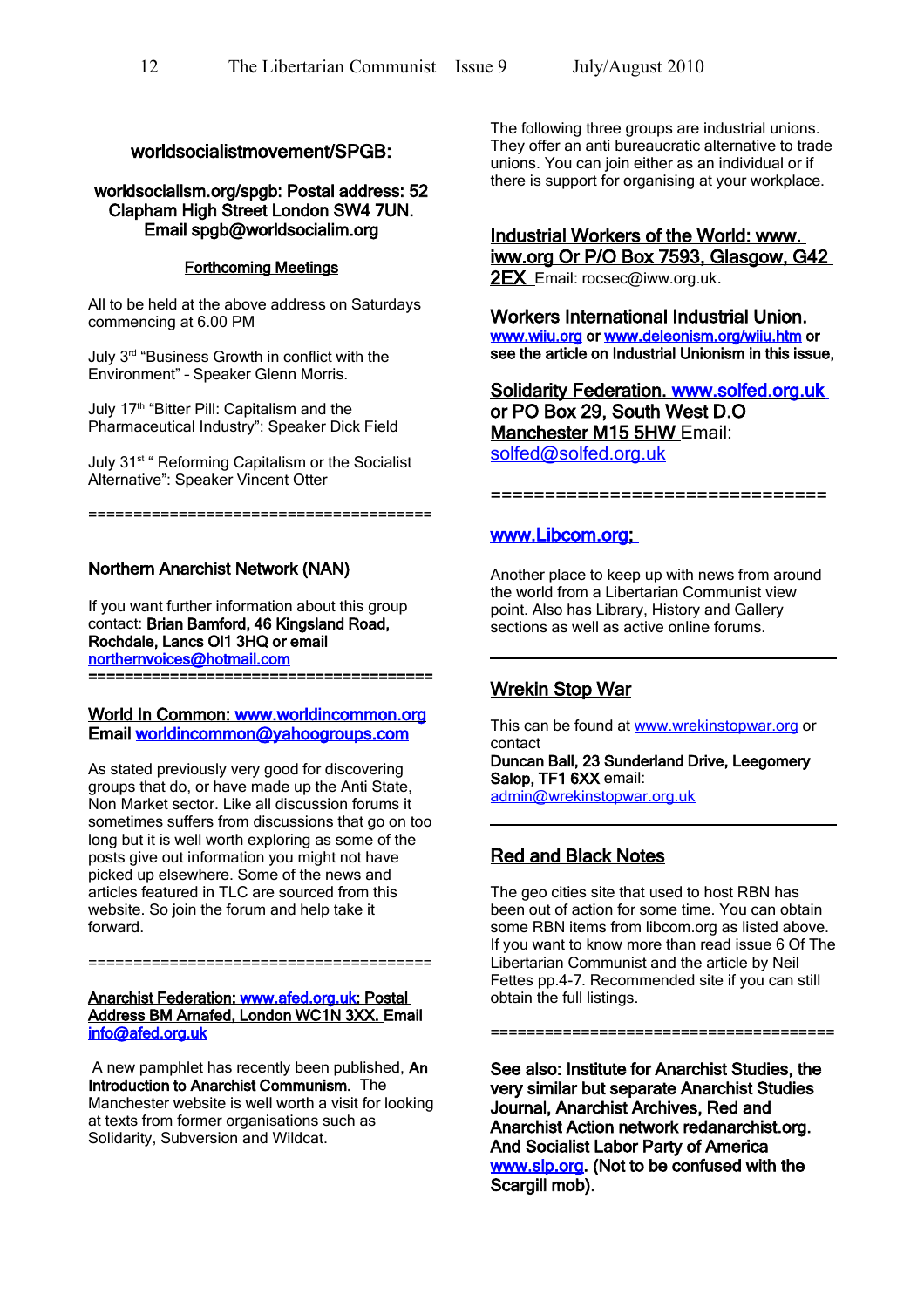## worldsocialistmovement/SPGB:

**worldsocialism.org/spgb: Postal address: 52 Clapham High Street London SW4 7UN. Email spgb@worldsocialim.org**

**Forthcoming Meetings**

All to be held at the above address on Saturdays commencing at 6.00 PM

July 3rd "Business Growth in conflict with the Environment" - Speaker Glenn Morris.

July 17th "Bitter Pill: Capitalism and the Pharmaceutical Industry": Speaker Dick Field

July 31st " Reforming Capitalism or the Socialist Alternative": Speaker Vincent Otter

=====================================

### Northern Anarchist Network (NAN)

If you want further information about this group contact: **Brian Bamford, 46 Kingsland Road, Rochdale, Lancs Ol1 3HQ or email northernvoices@hotmail.com**

=====================================

### World In Common: www.worldincommon.org

**Email worldincommon@yahoogroups.com**

As stated previously very good for discovering groups that do, or have made up the Anti State, Non Market sector. Like all discussion forums it sometimes suffers from discussions that go on too long but it is well worth exploring as some of the posts give out information you might not have picked up elsewhere. Some of the news and articles featured in TLC are sourced from this website. So join the forum and help take it forward.

=====================================

### Anarchist Federation: www.afed.org.uk: Postal Address BM Arnafed, London WC1N 3XX. Email info@afed.org.uk

A new pamphlet has recently been published, **An Introduction to Anarchist Communism.** The Manchester website is well worth a visit for looking at texts from former organisations such as Solidarity, Subversion and Wildcat.

The following three groups are industrial unions. They offer an anti bureaucratic alternative to trade unions. You can join either as an individual or if there is support for organising at your workplace.

### Industrial Workers of the World: www.iww.org Or P/O Box 7593, Glasgow, G42 2EX

Email: rocsec@iww.org.uk.

### Workers International Industrial Union.

**www.wiiu.org or www.deleonism.org/wiiu.htm or see the article on Industrial Unionism in this issue,**

### Solidarity Federation. www.solfed.org.uk or PO Box 29, South West D.O Manchester M15 5HW

Email: solfed@solfed.org.uk

==============================

### www.Libcom.org:

Another place to keep up with news from around the world from a Libertarian Communist view point. Also has Library, History and Gallery sections as well as active online forums.

---

### Wrekin Stop War

This can be found at www.wrekinstopwar.org or contact
**Duncan Ball, 23 Sunderland Drive, Leegomery Salop, TF1 6XX** email: admin@wrekinstopwar.org.uk

---

### Red and Black Notes

The geo cities site that used to host RBN has been out of action for some time. You can obtain some RBN items from libcom.org as listed above. If you want to know more than read issue 6 Of The Libertarian Communist and the article by Neil Fettes pp.4-7. Recommended site if you can still obtain the full listings.

=====================================

**See also: Institute for Anarchist Studies, the very similar but separate Anarchist Studies Journal, Anarchist Archives, Red and Anarchist Action network redanarchist.org. And Socialist Labor Party of America www.slp.org. (Not to be confused with the Scargill mob).**